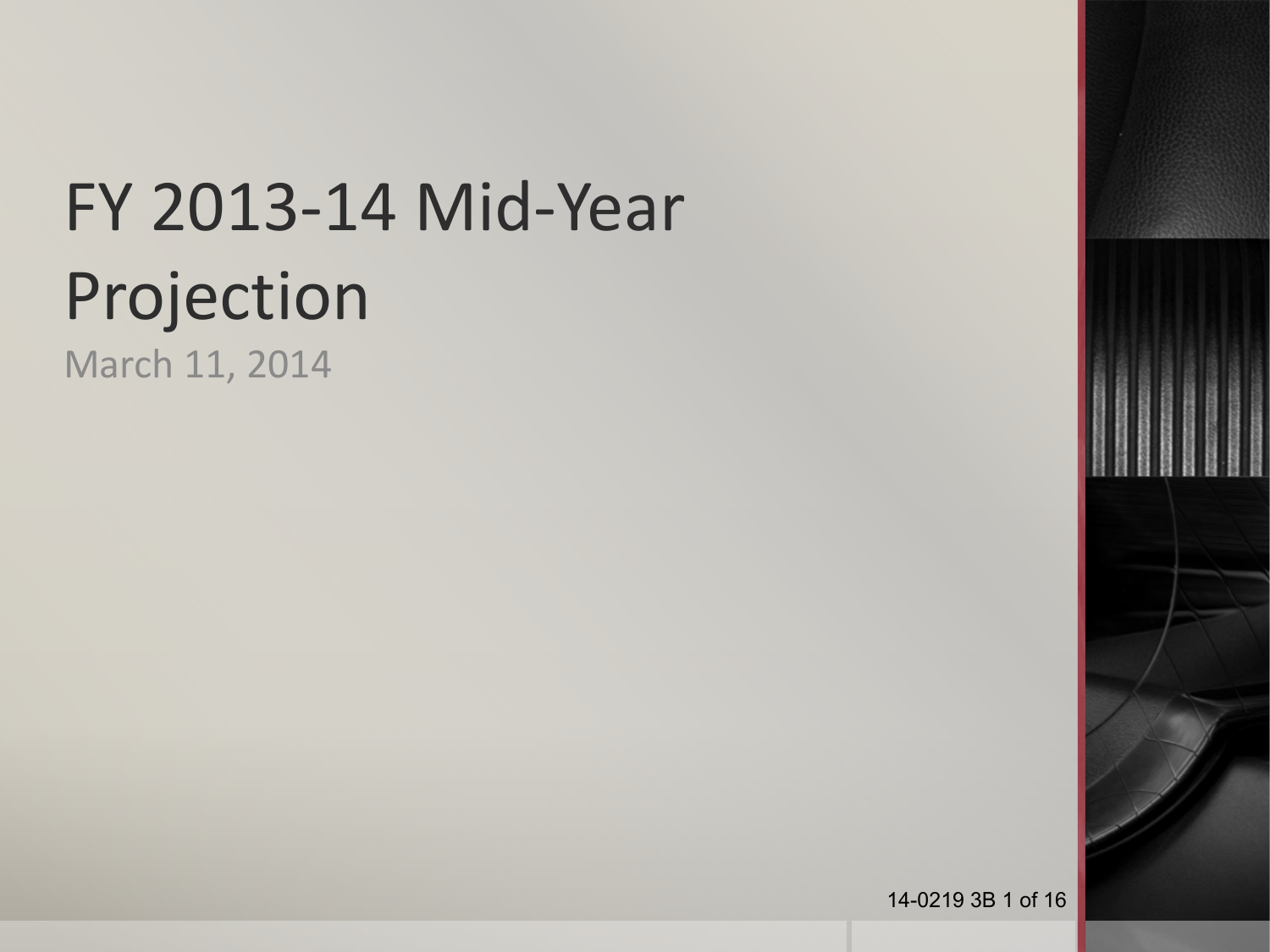# FY 2013-14 Mid-Year Projection

March 11, 2014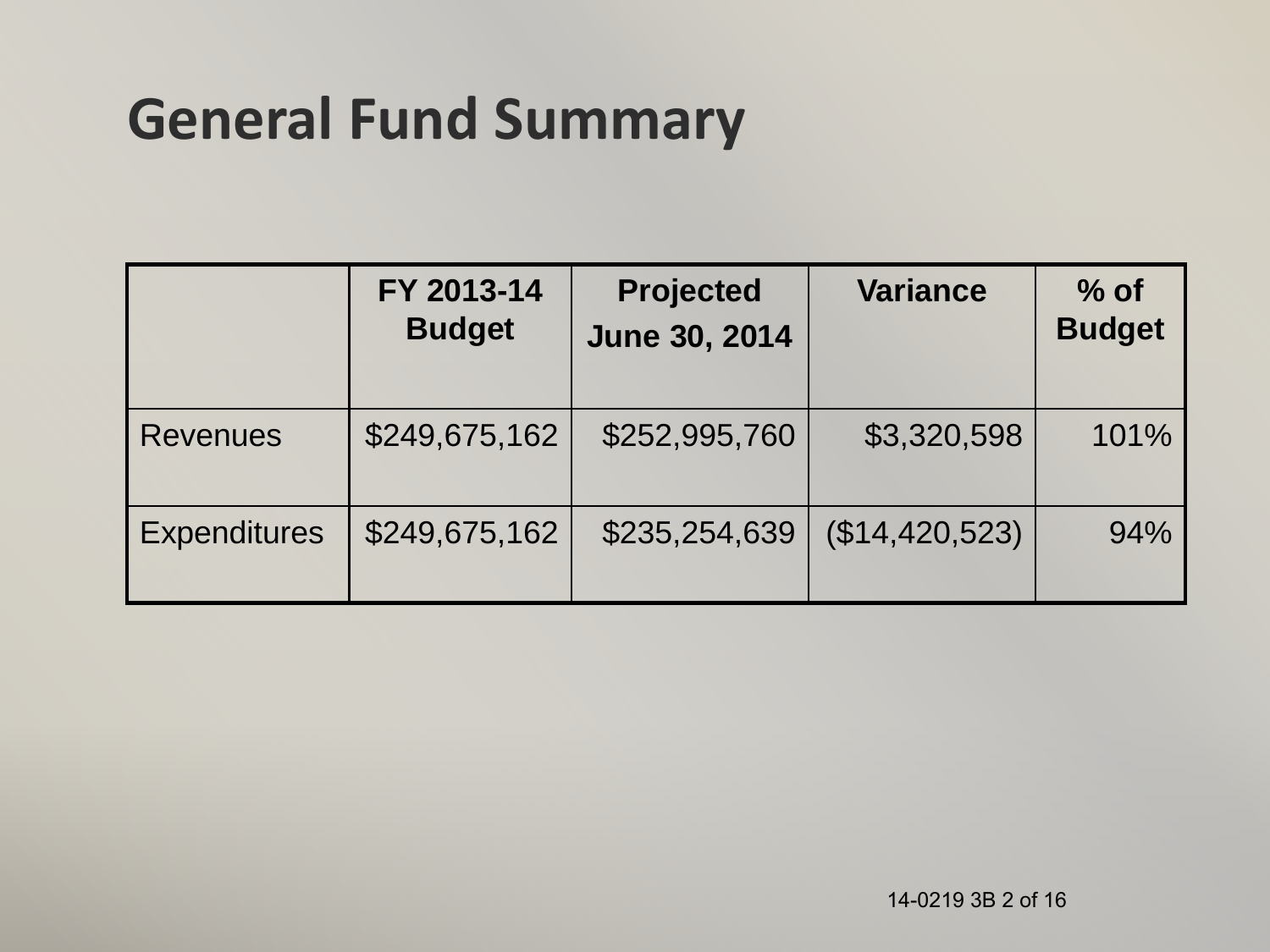# General Fund Summary

| | FY 2013-14 Budget | Projected June 30, 2014 | Variance | % of Budget |
|---|---|---|---|---|
| Revenues | $249,675,162 | $252,995,760 | $3,320,598 | 101% |
| Expenditures | $249,675,162 | $235,254,639 | ($14,420,523) | 94% |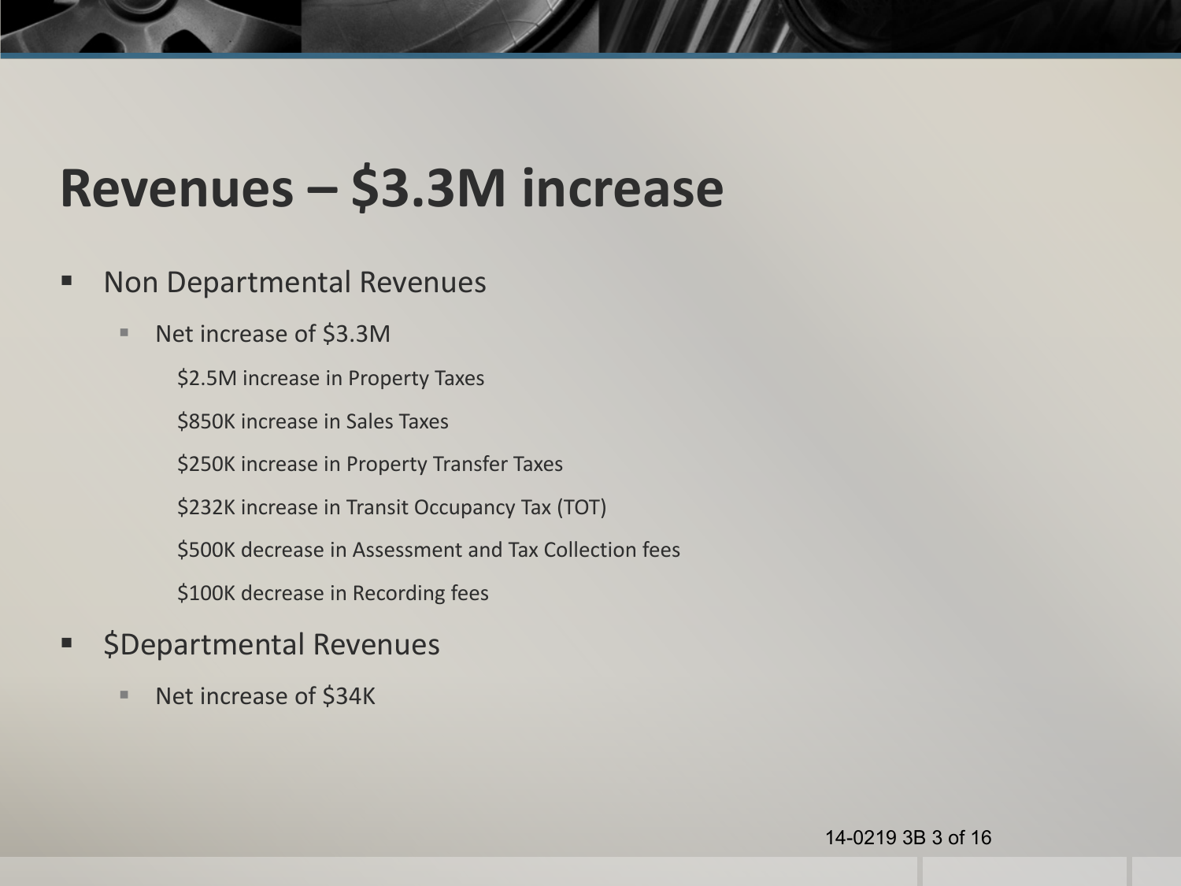# Revenues – $3.3M increase

- Non Departmental Revenues
  - Net increase of $3.3M
    - $2.5M increase in Property Taxes
    - $850K increase in Sales Taxes
    - $250K increase in Property Transfer Taxes
    - $232K increase in Transit Occupancy Tax (TOT)
    - $500K decrease in Assessment and Tax Collection fees
    - $100K decrease in Recording fees
- $Departmental Revenues
  - Net increase of $34K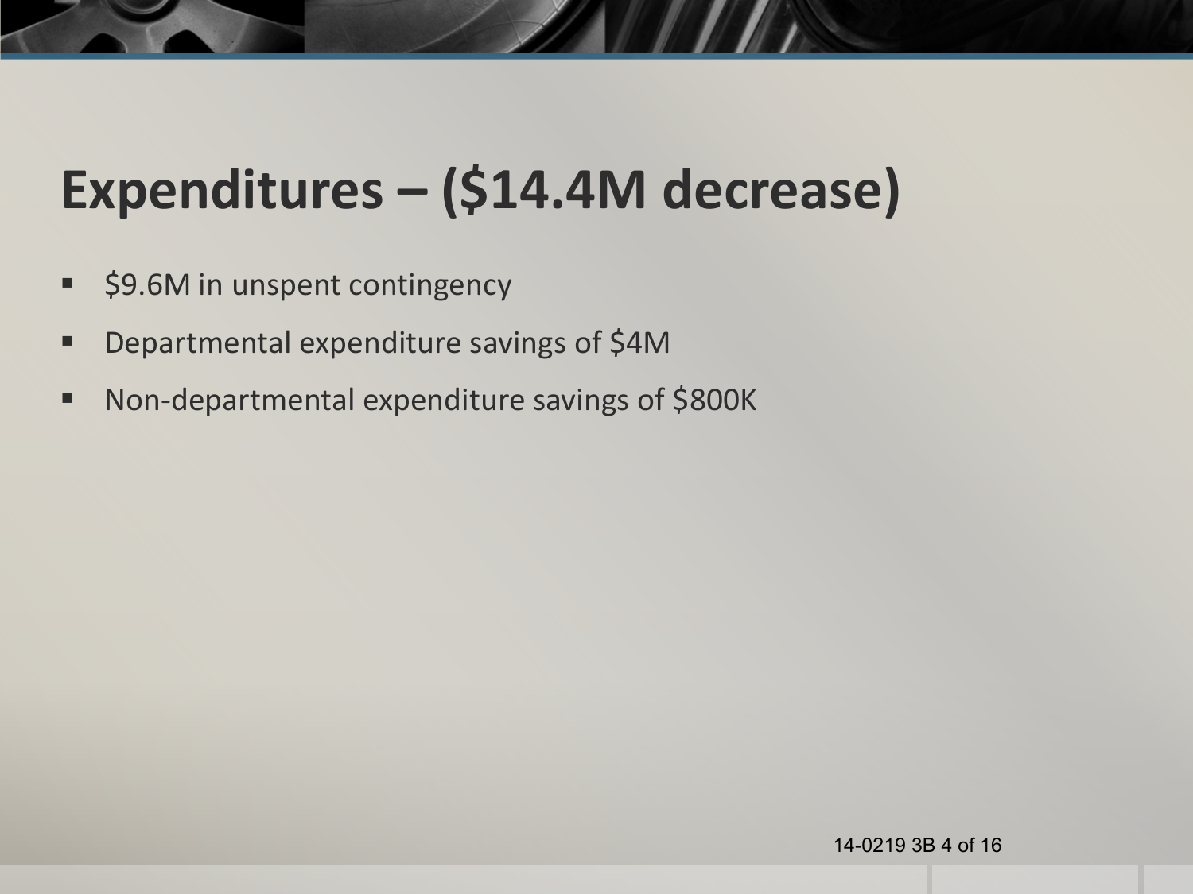# Expenditures – ($14.4M decrease)

- $9.6M in unspent contingency
- Departmental expenditure savings of $4M
- Non-departmental expenditure savings of $800K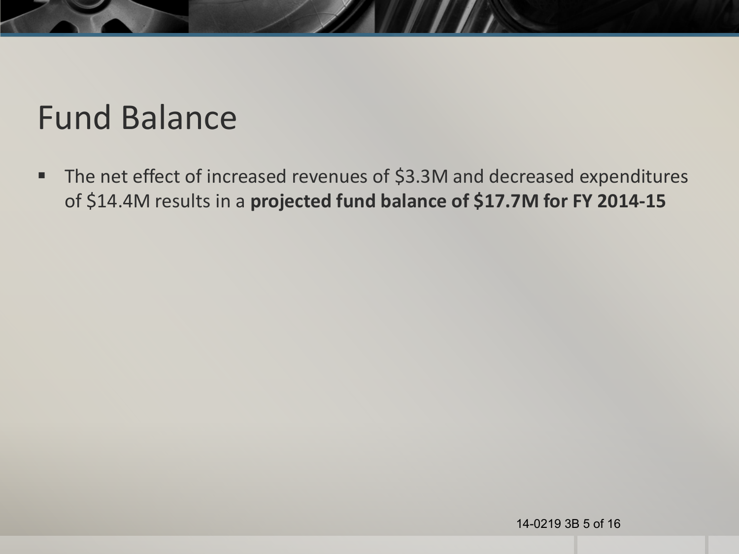# Fund Balance

- The net effect of increased revenues of $3.3M and decreased expenditures of $14.4M results in a **projected fund balance of $17.7M for FY 2014-15**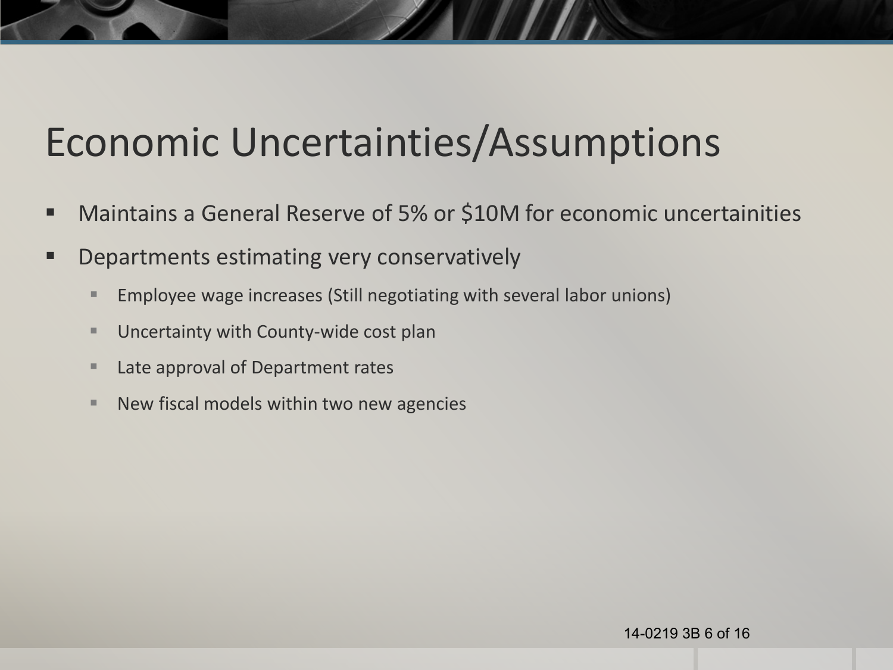# Economic Uncertainties/Assumptions

- Maintains a General Reserve of 5% or $10M for economic uncertainities
- Departments estimating very conservatively
  - Employee wage increases (Still negotiating with several labor unions)
  - Uncertainty with County-wide cost plan
  - Late approval of Department rates
  - New fiscal models within two new agencies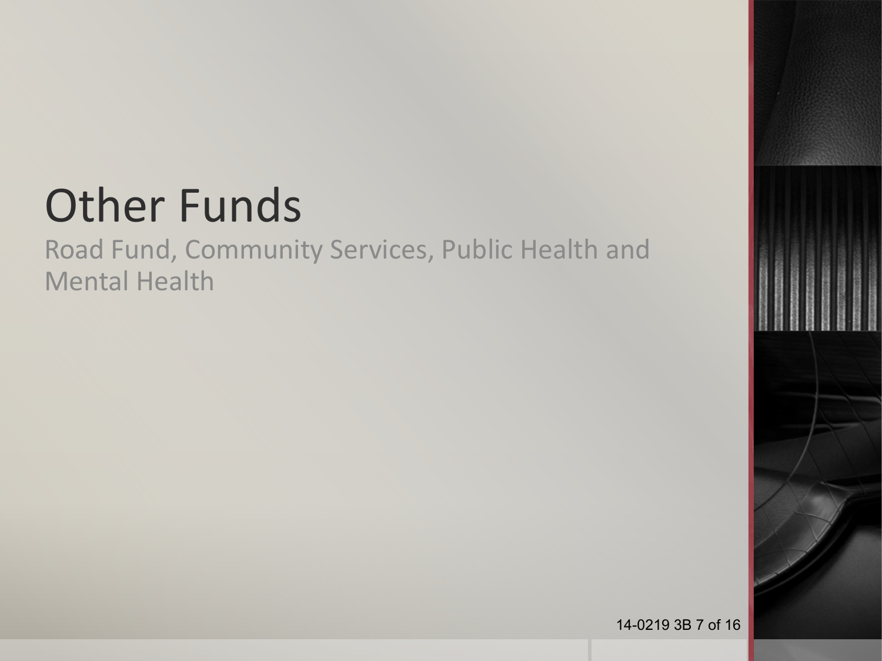# Other Funds

Road Fund, Community Services, Public Health and Mental Health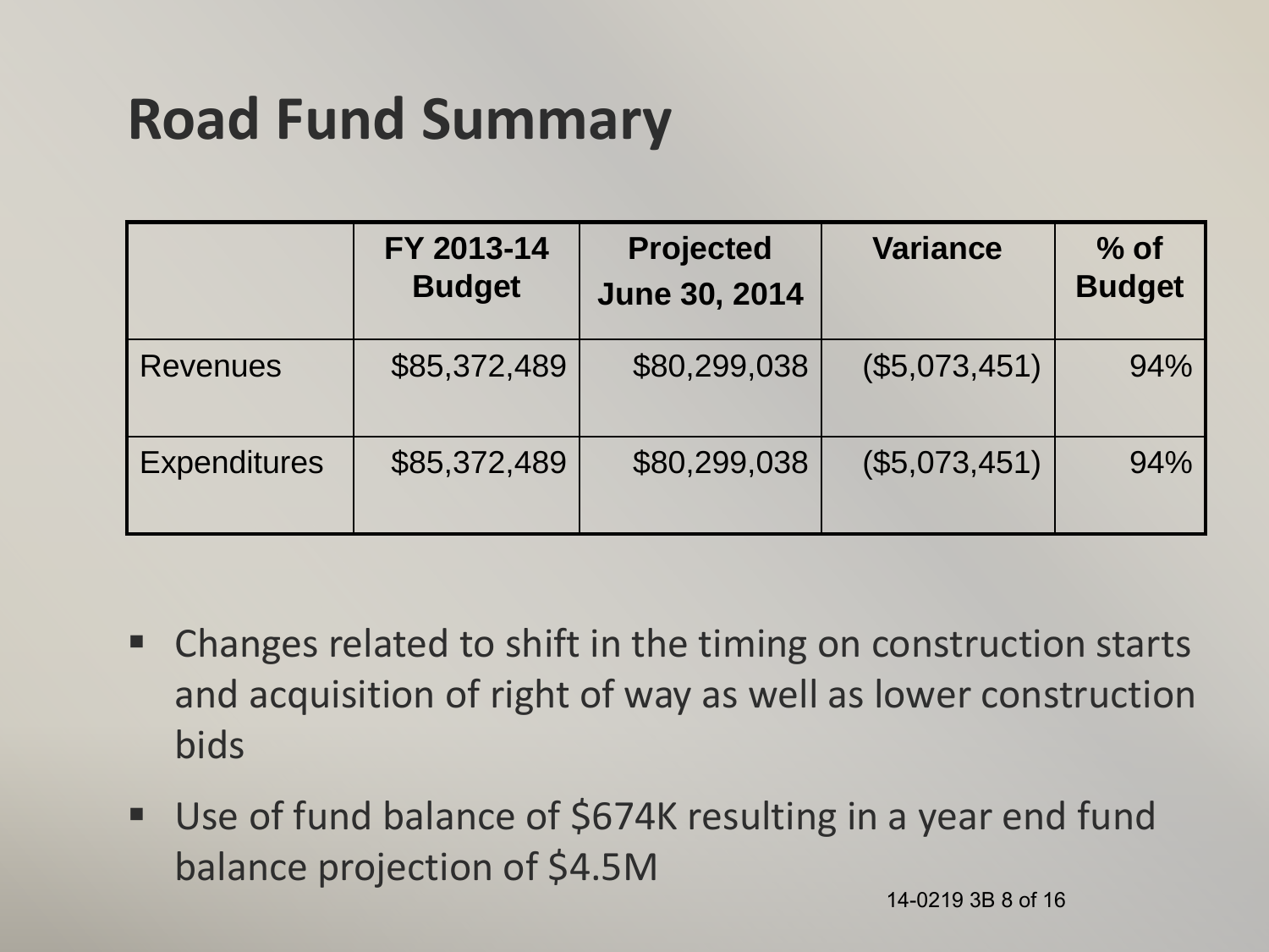# Road Fund Summary

| | FY 2013-14 Budget | Projected June 30, 2014 | Variance | % of Budget |
|---|---|---|---|---|
| Revenues | $85,372,489 | $80,299,038 | ($5,073,451) | 94% |
| Expenditures | $85,372,489 | $80,299,038 | ($5,073,451) | 94% |

- Changes related to shift in the timing on construction starts and acquisition of right of way as well as lower construction bids
- Use of fund balance of $674K resulting in a year end fund balance projection of $4.5M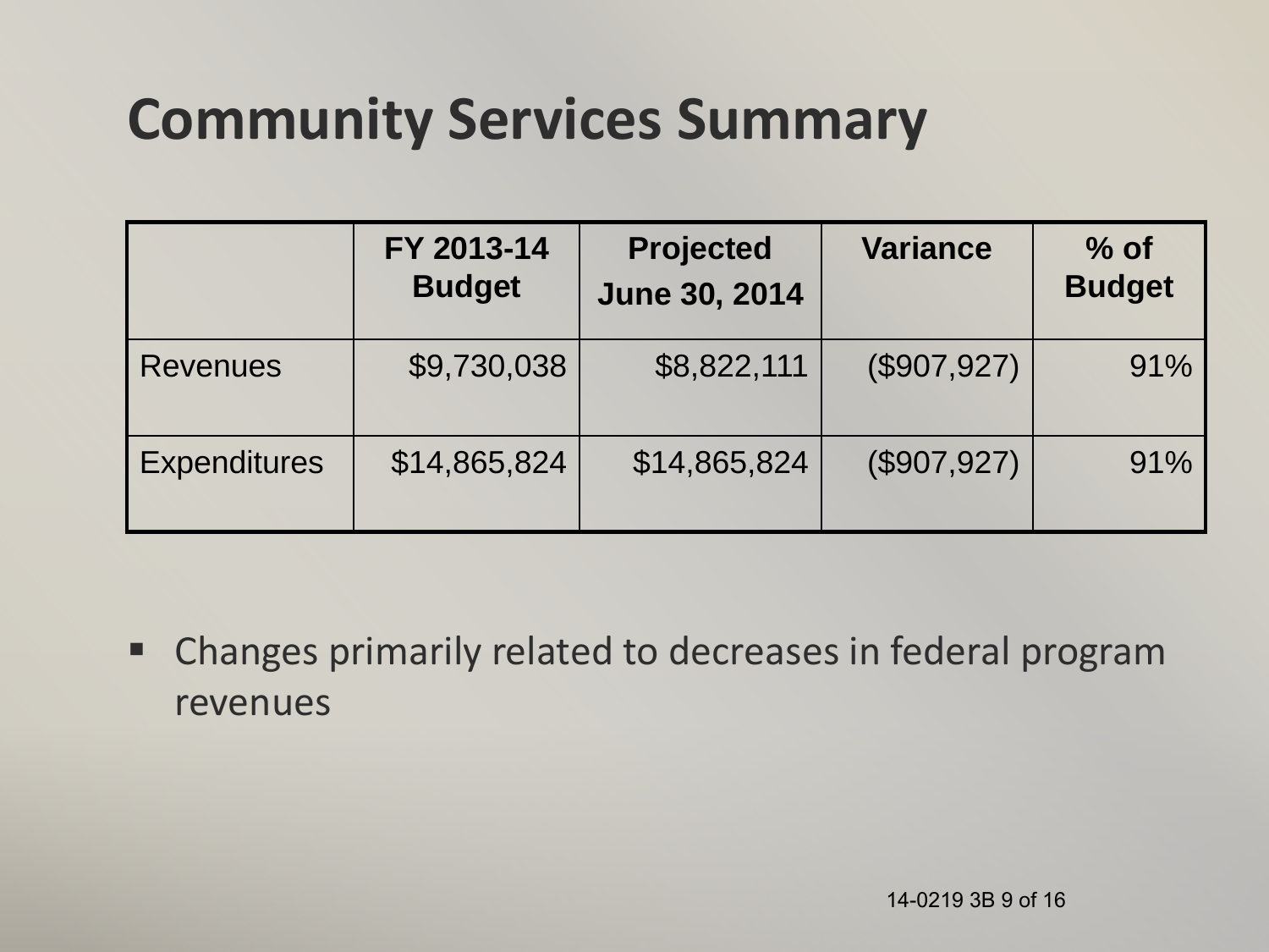# Community Services Summary

| | FY 2013-14 Budget | Projected June 30, 2014 | Variance | % of Budget |
|---|---|---|---|---|
| Revenues | $9,730,038 | $8,822,111 | ($907,927) | 91% |
| Expenditures | $14,865,824 | $14,865,824 | ($907,927) | 91% |

- Changes primarily related to decreases in federal program revenues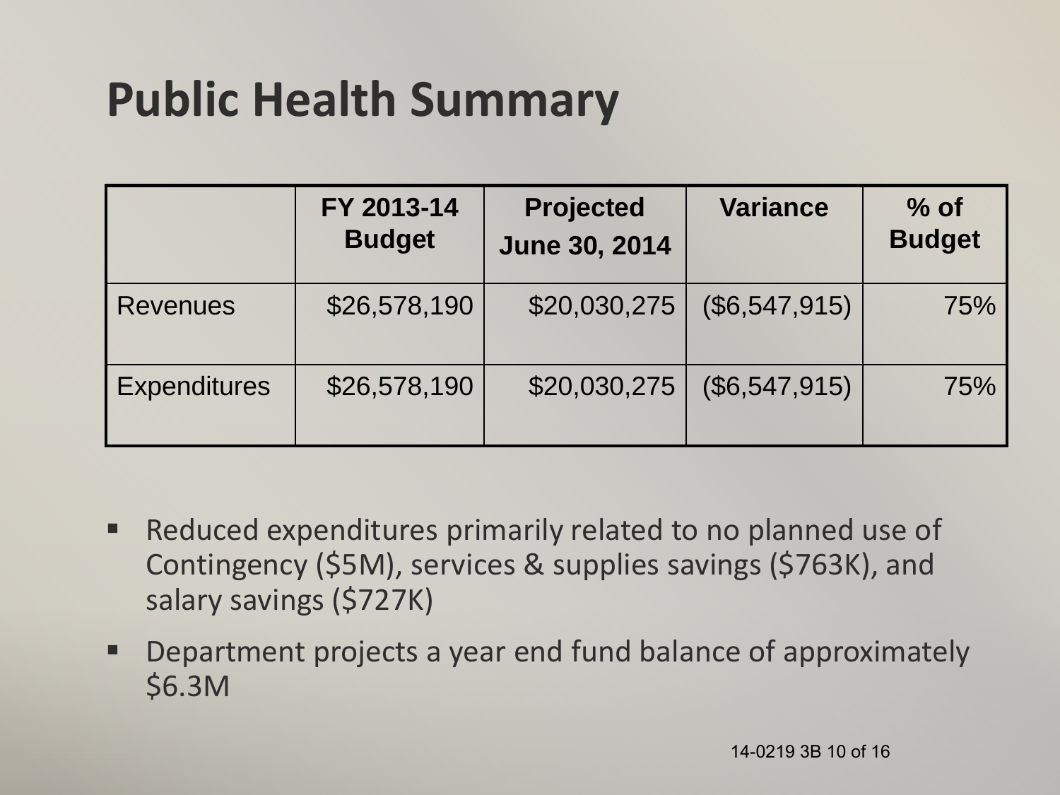# Public Health Summary

| | FY 2013-14 Budget | Projected June 30, 2014 | Variance | % of Budget |
|---|---|---|---|---|
| Revenues | $26,578,190 | $20,030,275 | ($6,547,915) | 75% |
| Expenditures | $26,578,190 | $20,030,275 | ($6,547,915) | 75% |

- Reduced expenditures primarily related to no planned use of Contingency ($5M), services & supplies savings ($763K), and salary savings ($727K)
- Department projects a year end fund balance of approximately $6.3M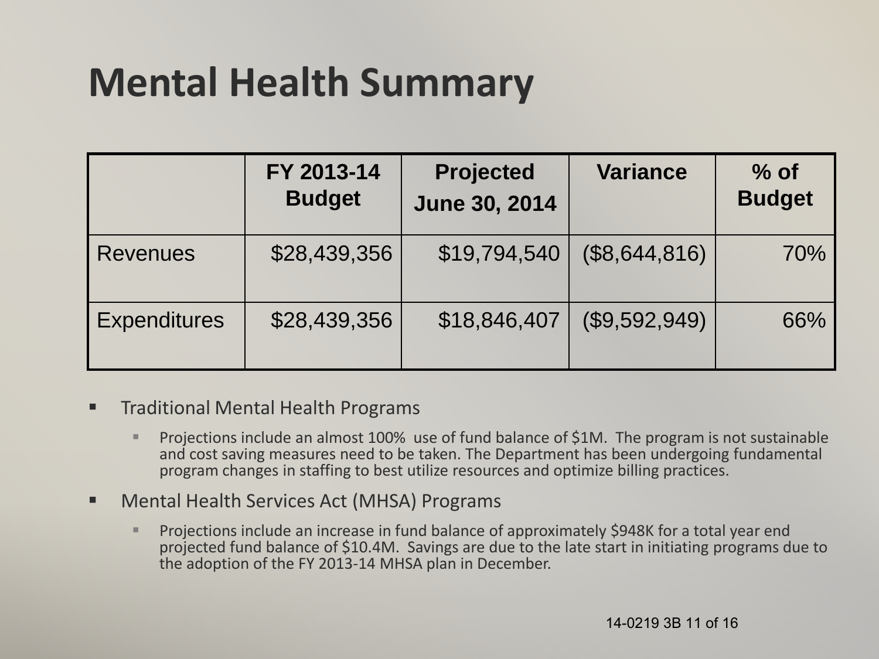# Mental Health Summary

| | FY 2013-14 Budget | Projected June 30, 2014 | Variance | % of Budget |
|---|---|---|---|---|
| Revenues | $28,439,356 | $19,794,540 | ($8,644,816) | 70% |
| Expenditures | $28,439,356 | $18,846,407 | ($9,592,949) | 66% |

- Traditional Mental Health Programs
  - Projections include an almost 100% use of fund balance of $1M. The program is not sustainable and cost saving measures need to be taken. The Department has been undergoing fundamental program changes in staffing to best utilize resources and optimize billing practices.
- Mental Health Services Act (MHSA) Programs
  - Projections include an increase in fund balance of approximately $948K for a total year end projected fund balance of $10.4M. Savings are due to the late start in initiating programs due to the adoption of the FY 2013-14 MHSA plan in December.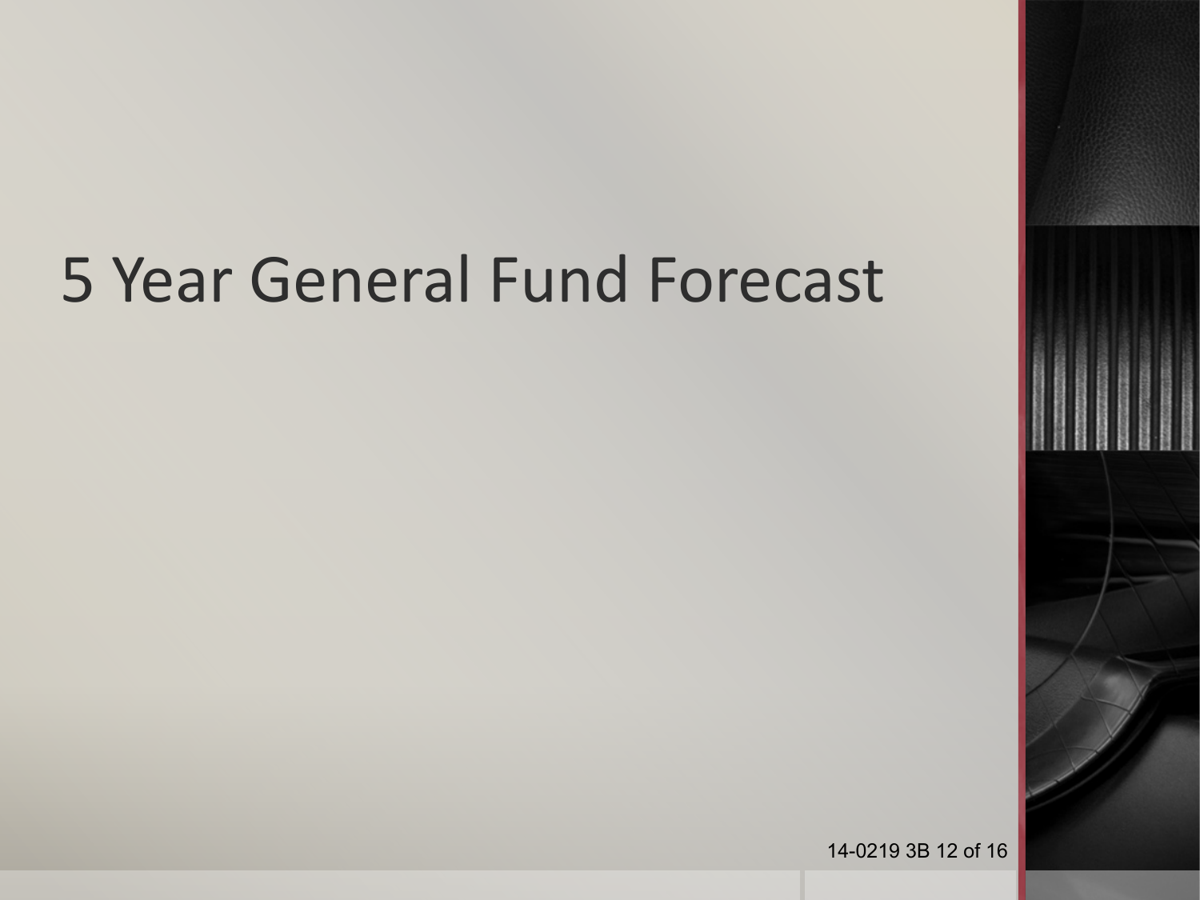# 5 Year General Fund Forecast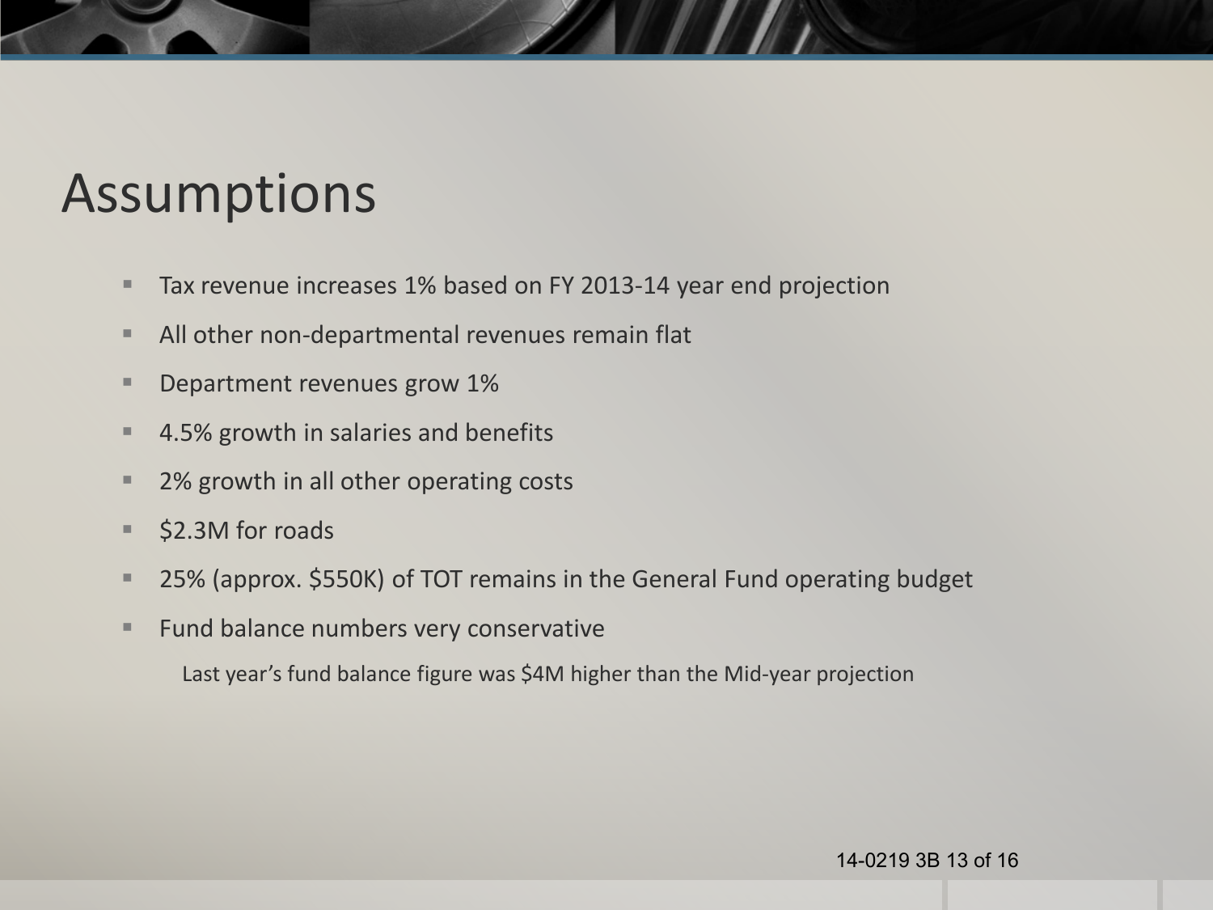# Assumptions

- Tax revenue increases 1% based on FY 2013-14 year end projection
- All other non-departmental revenues remain flat
- Department revenues grow 1%
- 4.5% growth in salaries and benefits
- 2% growth in all other operating costs
- $2.3M for roads
- 25% (approx. $550K) of TOT remains in the General Fund operating budget
- Fund balance numbers very conservative
  - Last year's fund balance figure was $4M higher than the Mid-year projection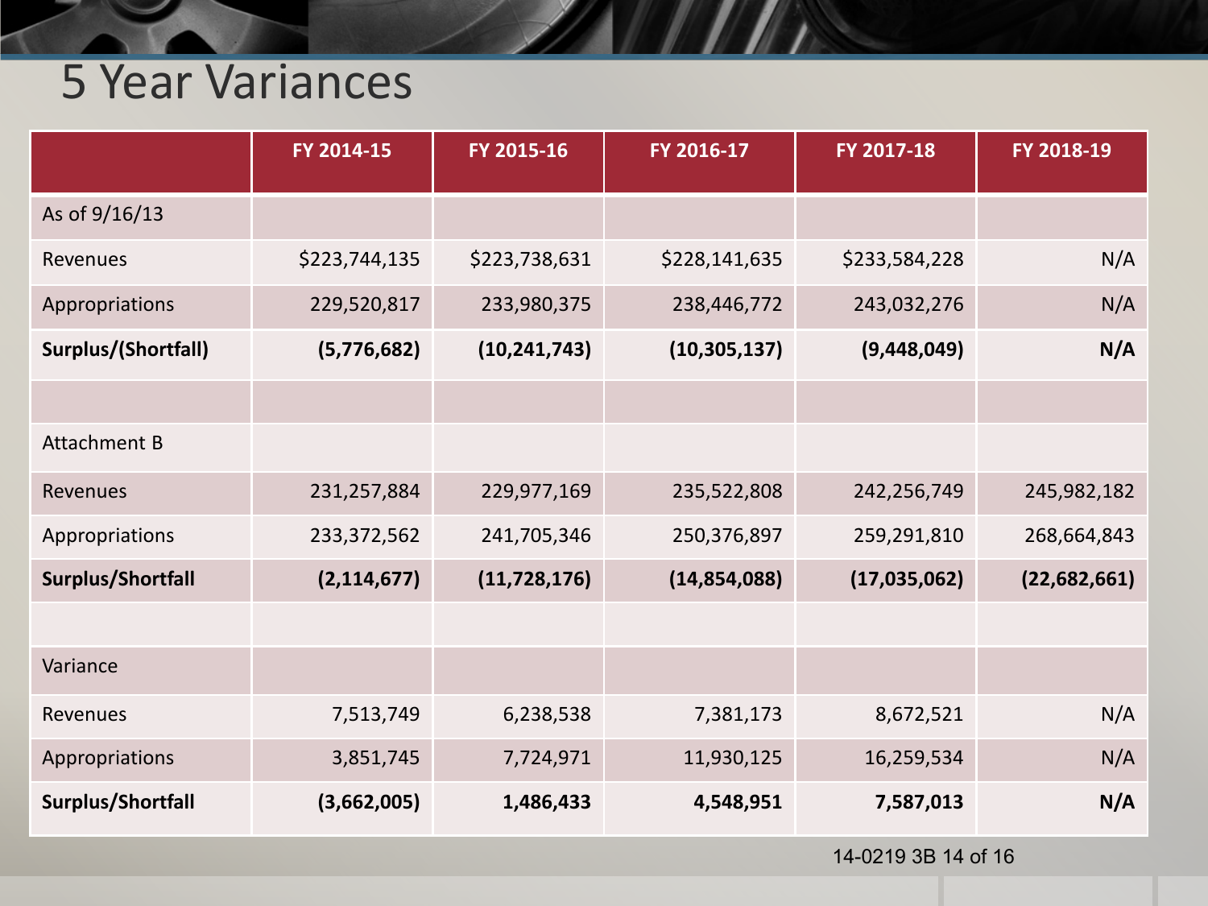# 5 Year Variances

| | FY 2014-15 | FY 2015-16 | FY 2016-17 | FY 2017-18 | FY 2018-19 |
|---|---|---|---|---|---|
| As of 9/16/13 | | | | | |
| Revenues | $223,744,135 | $223,738,631 | $228,141,635 | $233,584,228 | N/A |
| Appropriations | 229,520,817 | 233,980,375 | 238,446,772 | 243,032,276 | N/A |
| **Surplus/(Shortfall)** | **(5,776,682)** | **(10,241,743)** | **(10,305,137)** | **(9,448,049)** | **N/A** |
| | | | | | |
| Attachment B | | | | | |
| Revenues | 231,257,884 | 229,977,169 | 235,522,808 | 242,256,749 | 245,982,182 |
| Appropriations | 233,372,562 | 241,705,346 | 250,376,897 | 259,291,810 | 268,664,843 |
| **Surplus/Shortfall** | **(2,114,677)** | **(11,728,176)** | **(14,854,088)** | **(17,035,062)** | **(22,682,661)** |
| | | | | | |
| Variance | | | | | |
| Revenues | 7,513,749 | 6,238,538 | 7,381,173 | 8,672,521 | N/A |
| Appropriations | 3,851,745 | 7,724,971 | 11,930,125 | 16,259,534 | N/A |
| **Surplus/Shortfall** | **(3,662,005)** | **1,486,433** | **4,548,951** | **7,587,013** | **N/A** |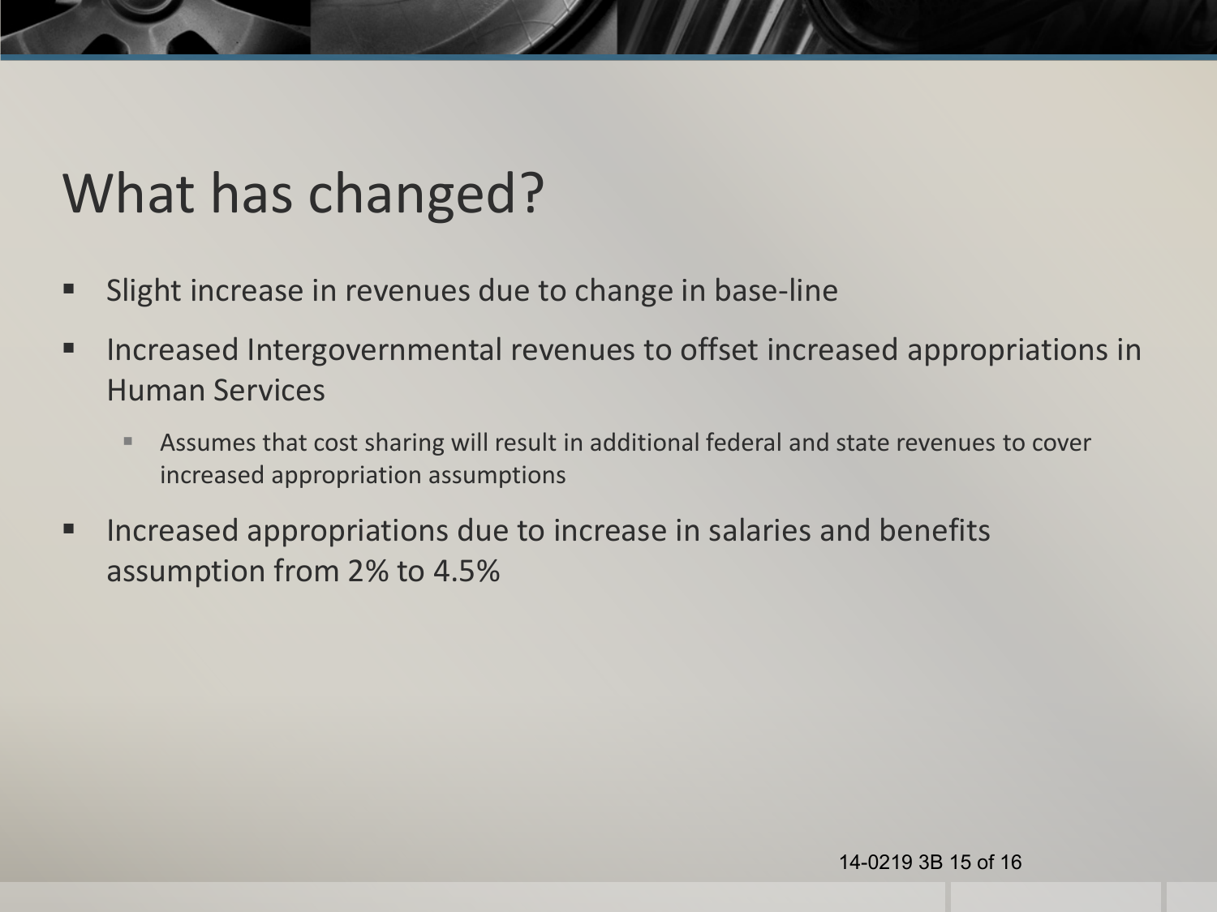# What has changed?

- Slight increase in revenues due to change in base-line
- Increased Intergovernmental revenues to offset increased appropriations in Human Services
  - Assumes that cost sharing will result in additional federal and state revenues to cover increased appropriation assumptions
- Increased appropriations due to increase in salaries and benefits assumption from 2% to 4.5%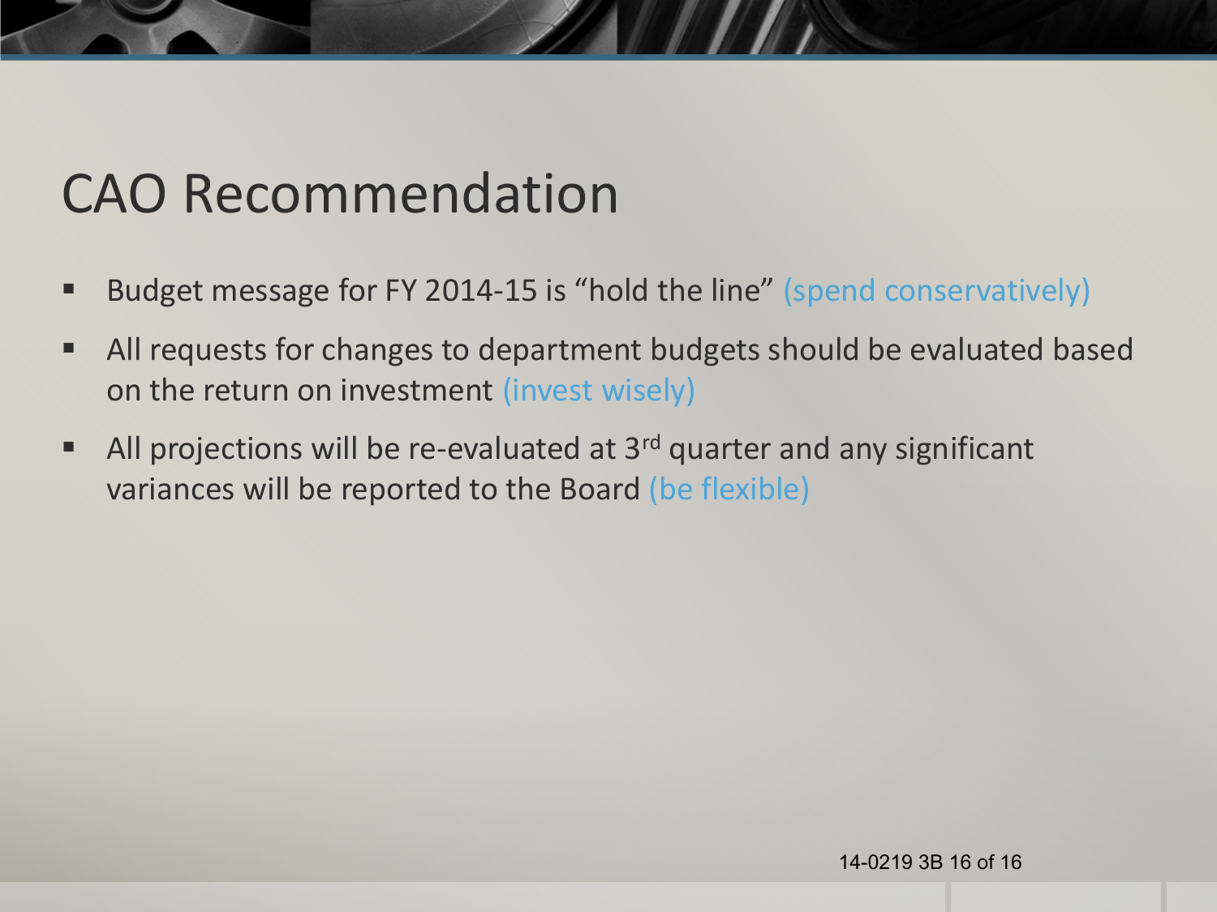# CAO Recommendation

- Budget message for FY 2014-15 is "hold the line" (spend conservatively)
- All requests for changes to department budgets should be evaluated based on the return on investment (invest wisely)
- All projections will be re-evaluated at 3rd quarter and any significant variances will be reported to the Board (be flexible)